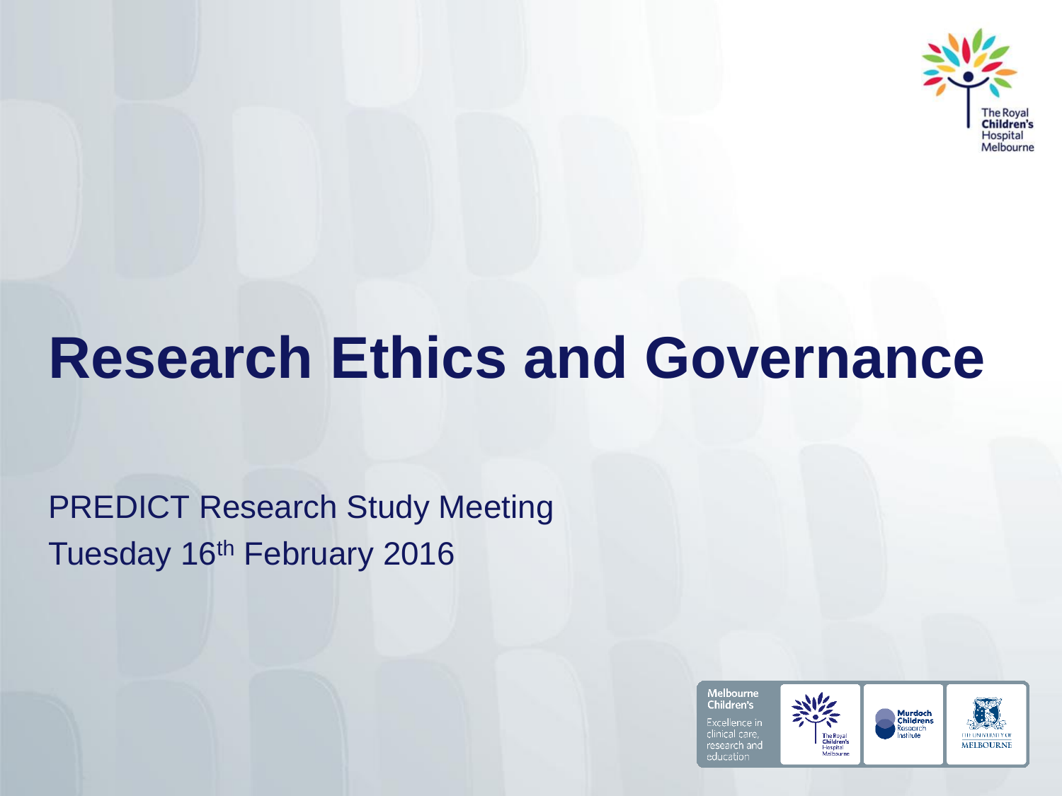# Research Ethics and Governance

PREDICT Research Study Meeting

Tuesday 16th February 2016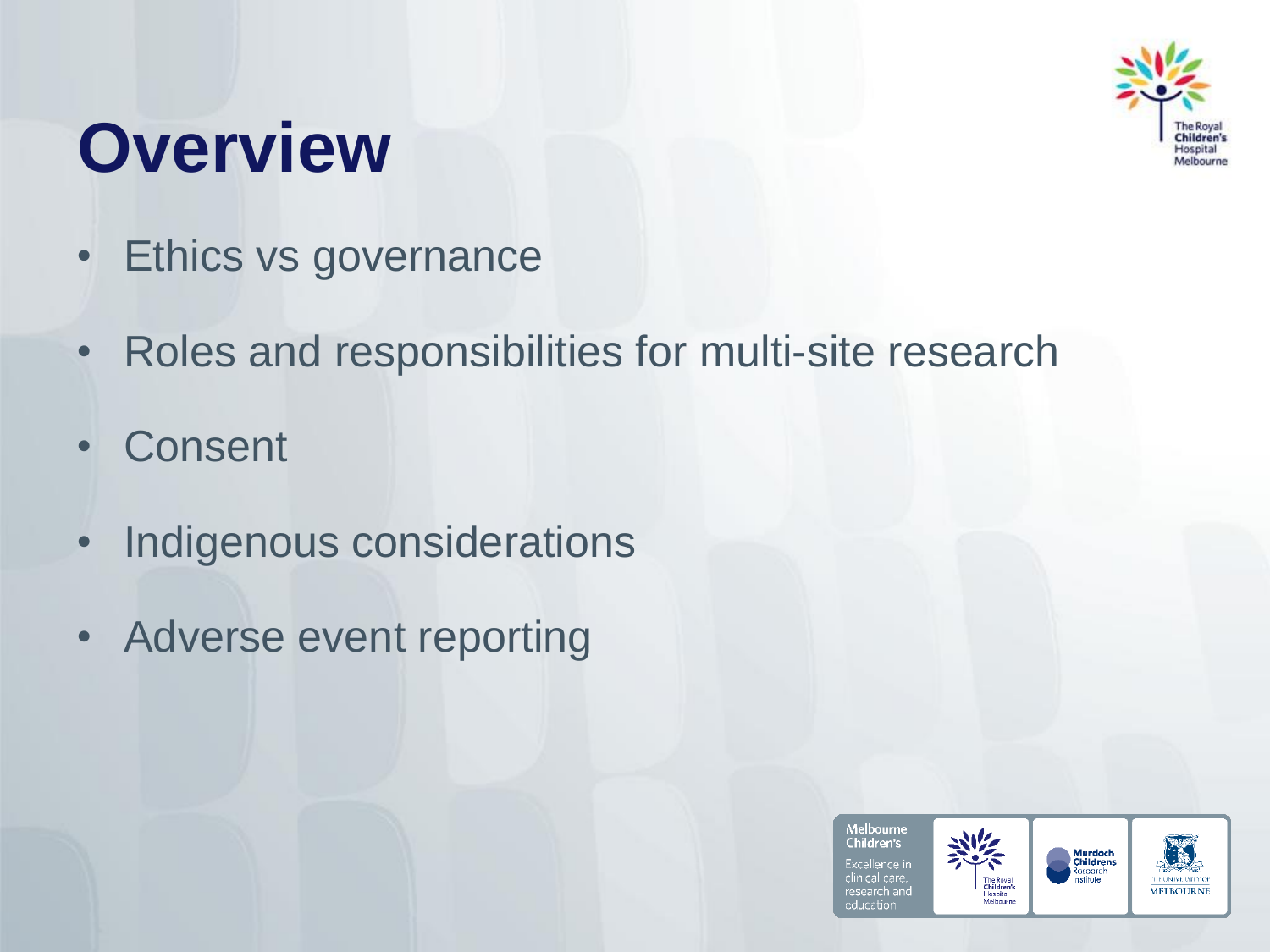# Overview

- Ethics vs governance
- Roles and responsibilities for multi-site research
- Consent
- Indigenous considerations
- Adverse event reporting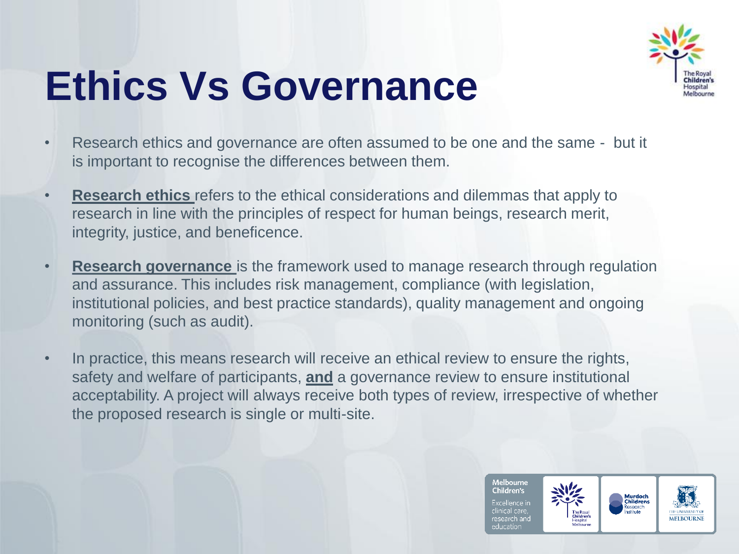# Ethics Vs Governance

- Research ethics and governance are often assumed to be one and the same - but it is important to recognise the differences between them.
- **Research ethics** refers to the ethical considerations and dilemmas that apply to research in line with the principles of respect for human beings, research merit, integrity, justice, and beneficence.
- **Research governance** is the framework used to manage research through regulation and assurance. This includes risk management, compliance (with legislation, institutional policies, and best practice standards), quality management and ongoing monitoring (such as audit).
- In practice, this means research will receive an ethical review to ensure the rights, safety and welfare of participants, **and** a governance review to ensure institutional acceptability. A project will always receive both types of review, irrespective of whether the proposed research is single or multi-site.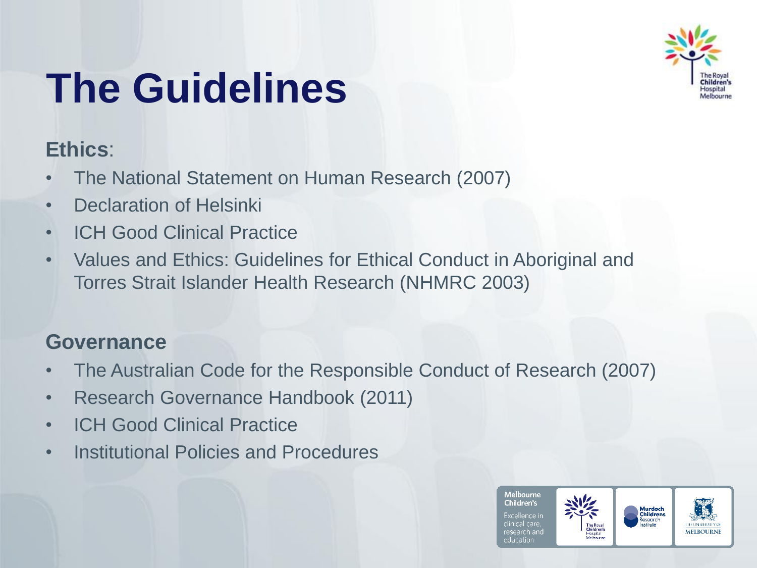# The Guidelines

**Ethics**:

- The National Statement on Human Research (2007)
- Declaration of Helsinki
- ICH Good Clinical Practice
- Values and Ethics: Guidelines for Ethical Conduct in Aboriginal and Torres Strait Islander Health Research (NHMRC 2003)

**Governance**

- The Australian Code for the Responsible Conduct of Research (2007)
- Research Governance Handbook (2011)
- ICH Good Clinical Practice
- Institutional Policies and Procedures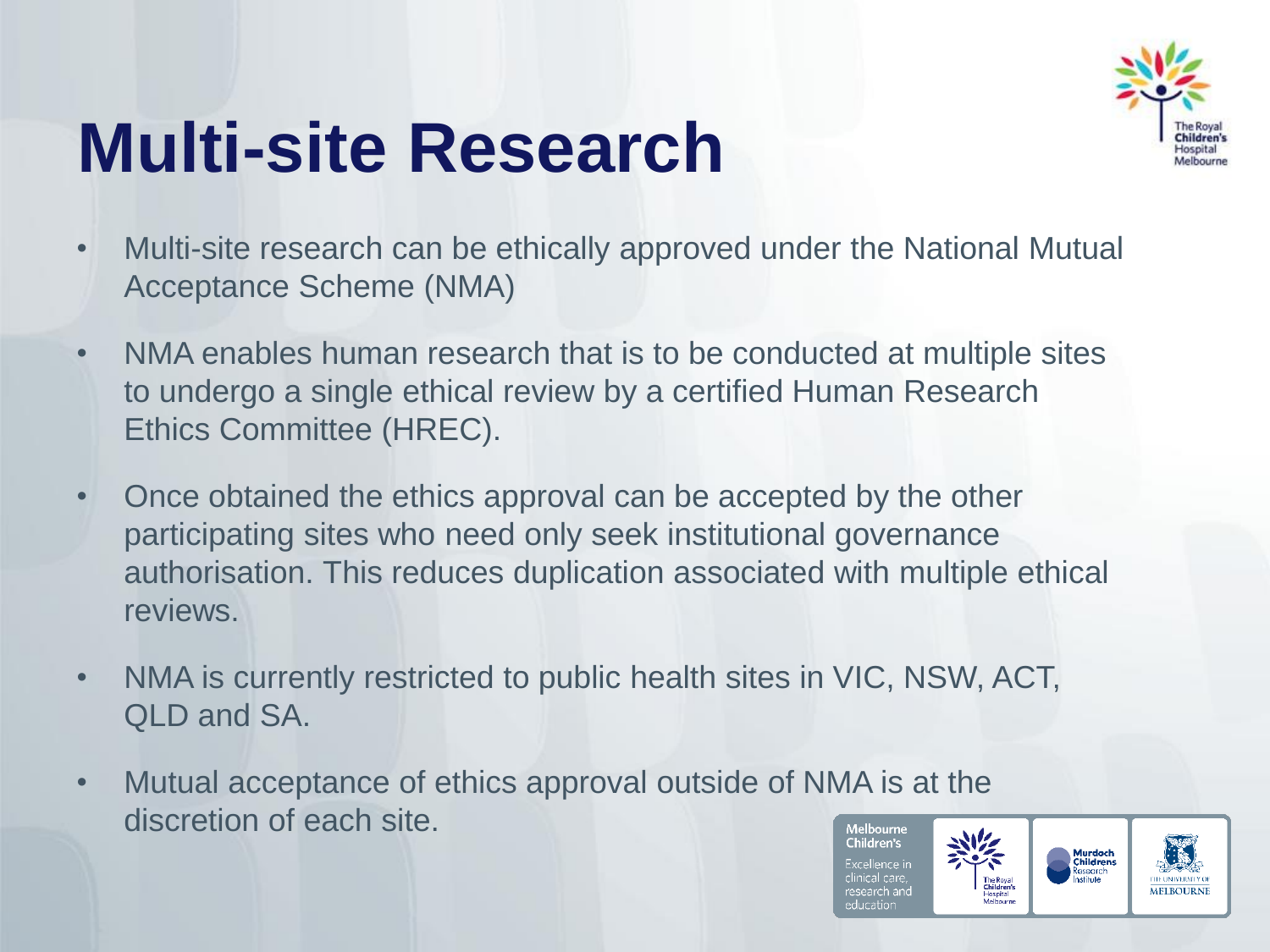# Multi-site Research

- Multi-site research can be ethically approved under the National Mutual Acceptance Scheme (NMA)
- NMA enables human research that is to be conducted at multiple sites to undergo a single ethical review by a certified Human Research Ethics Committee (HREC).
- Once obtained the ethics approval can be accepted by the other participating sites who need only seek institutional governance authorisation. This reduces duplication associated with multiple ethical reviews.
- NMA is currently restricted to public health sites in VIC, NSW, ACT, QLD and SA.
- Mutual acceptance of ethics approval outside of NMA is at the discretion of each site.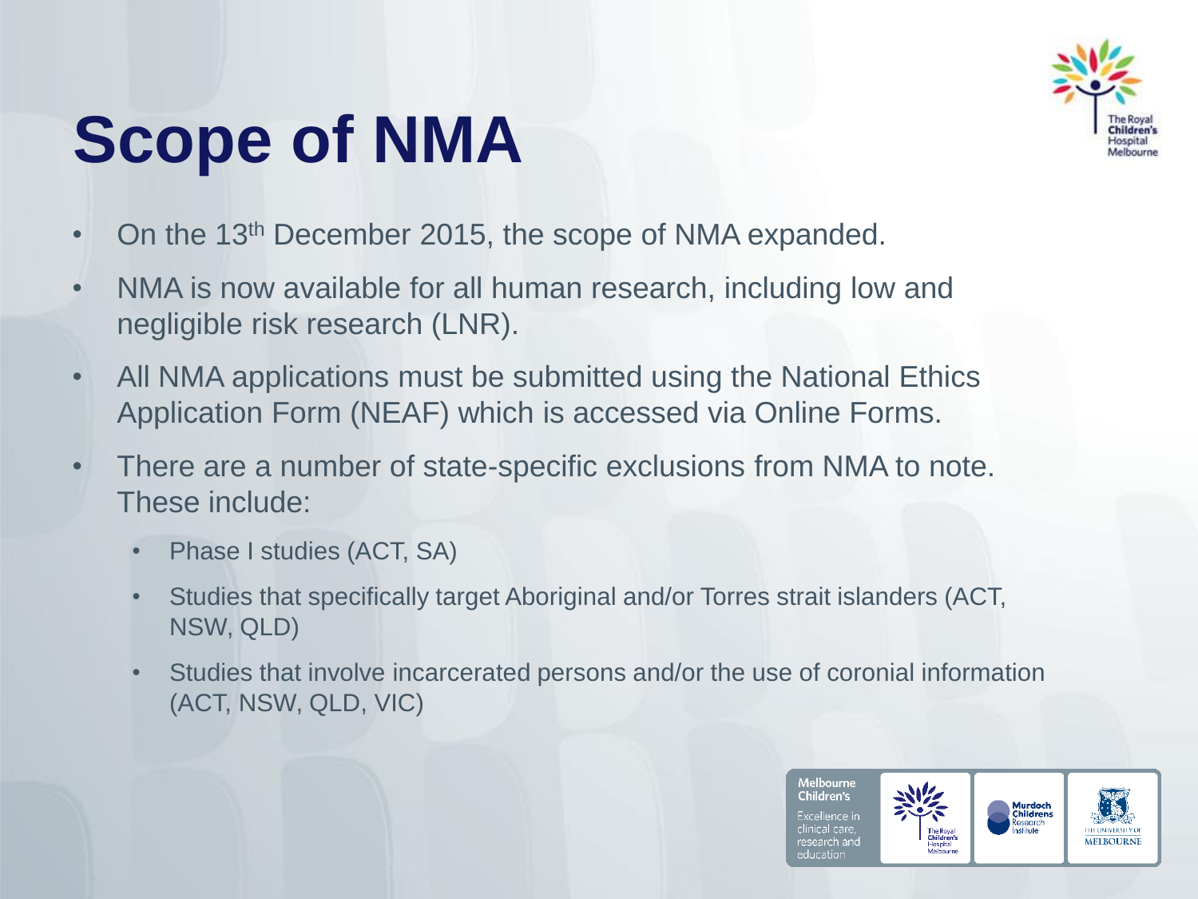# Scope of NMA

- On the 13th December 2015, the scope of NMA expanded.
- NMA is now available for all human research, including low and negligible risk research (LNR).
- All NMA applications must be submitted using the National Ethics Application Form (NEAF) which is accessed via Online Forms.
- There are a number of state-specific exclusions from NMA to note. These include:
  - Phase I studies (ACT, SA)
  - Studies that specifically target Aboriginal and/or Torres strait islanders (ACT, NSW, QLD)
  - Studies that involve incarcerated persons and/or the use of coronial information (ACT, NSW, QLD, VIC)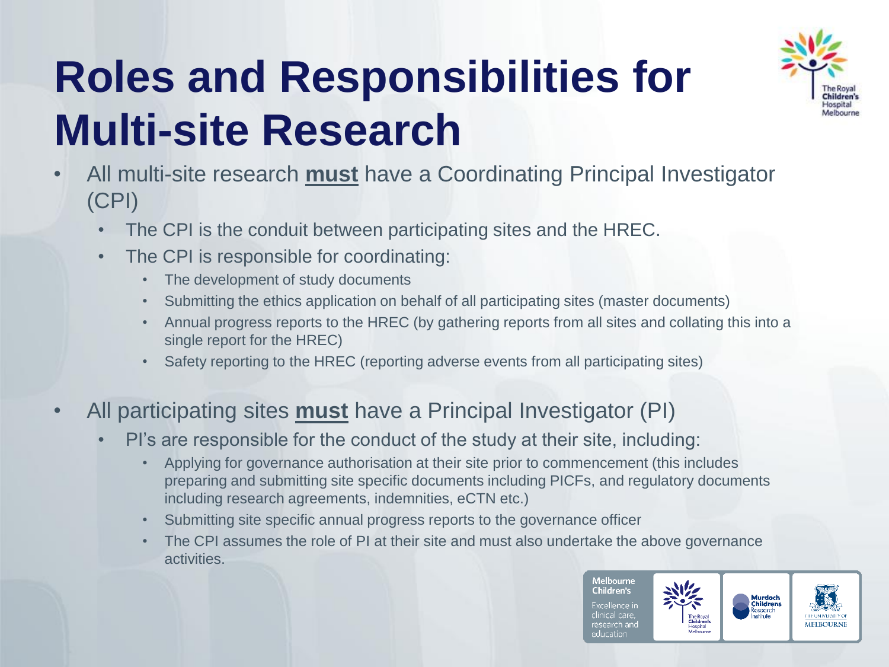# Roles and Responsibilities for Multi-site Research

- All multi-site research **must** have a Coordinating Principal Investigator (CPI)
  - The CPI is the conduit between participating sites and the HREC.
  - The CPI is responsible for coordinating:
    - The development of study documents
    - Submitting the ethics application on behalf of all participating sites (master documents)
    - Annual progress reports to the HREC (by gathering reports from all sites and collating this into a single report for the HREC)
    - Safety reporting to the HREC (reporting adverse events from all participating sites)

- All participating sites **must** have a Principal Investigator (PI)
  - PI's are responsible for the conduct of the study at their site, including:
    - Applying for governance authorisation at their site prior to commencement (this includes preparing and submitting site specific documents including PICFs, and regulatory documents including research agreements, indemnities, eCTN etc.)
    - Submitting site specific annual progress reports to the governance officer
    - The CPI assumes the role of PI at their site and must also undertake the above governance activities.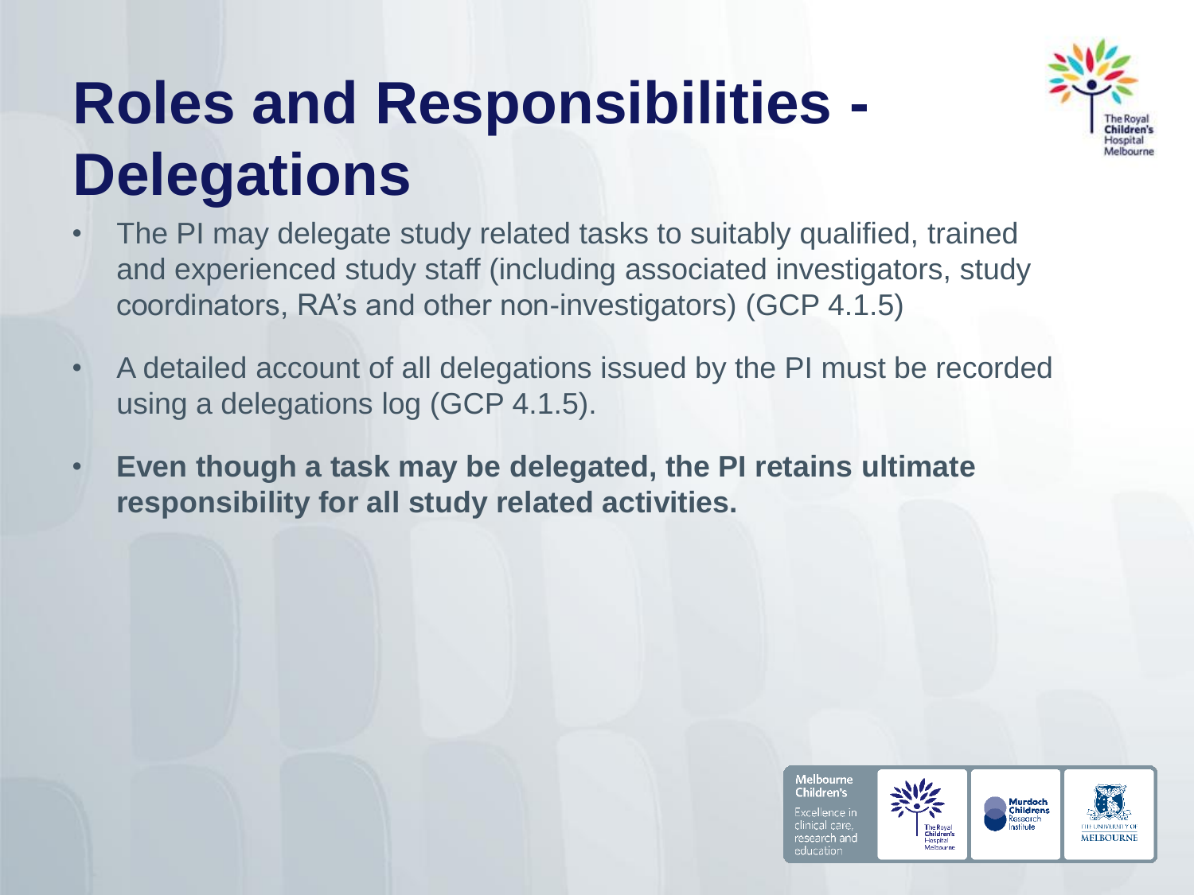# Roles and Responsibilities - Delegations

- The PI may delegate study related tasks to suitably qualified, trained and experienced study staff (including associated investigators, study coordinators, RA's and other non-investigators) (GCP 4.1.5)
- A detailed account of all delegations issued by the PI must be recorded using a delegations log (GCP 4.1.5).
- **Even though a task may be delegated, the PI retains ultimate responsibility for all study related activities.**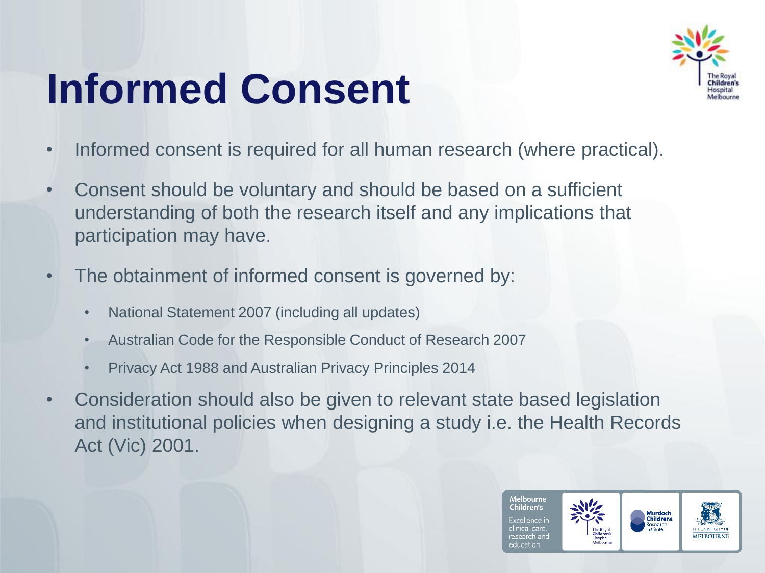# Informed Consent

- Informed consent is required for all human research (where practical).
- Consent should be voluntary and should be based on a sufficient understanding of both the research itself and any implications that participation may have.
- The obtainment of informed consent is governed by:
  - National Statement 2007 (including all updates)
  - Australian Code for the Responsible Conduct of Research 2007
  - Privacy Act 1988 and Australian Privacy Principles 2014
- Consideration should also be given to relevant state based legislation and institutional policies when designing a study i.e. the Health Records Act (Vic) 2001.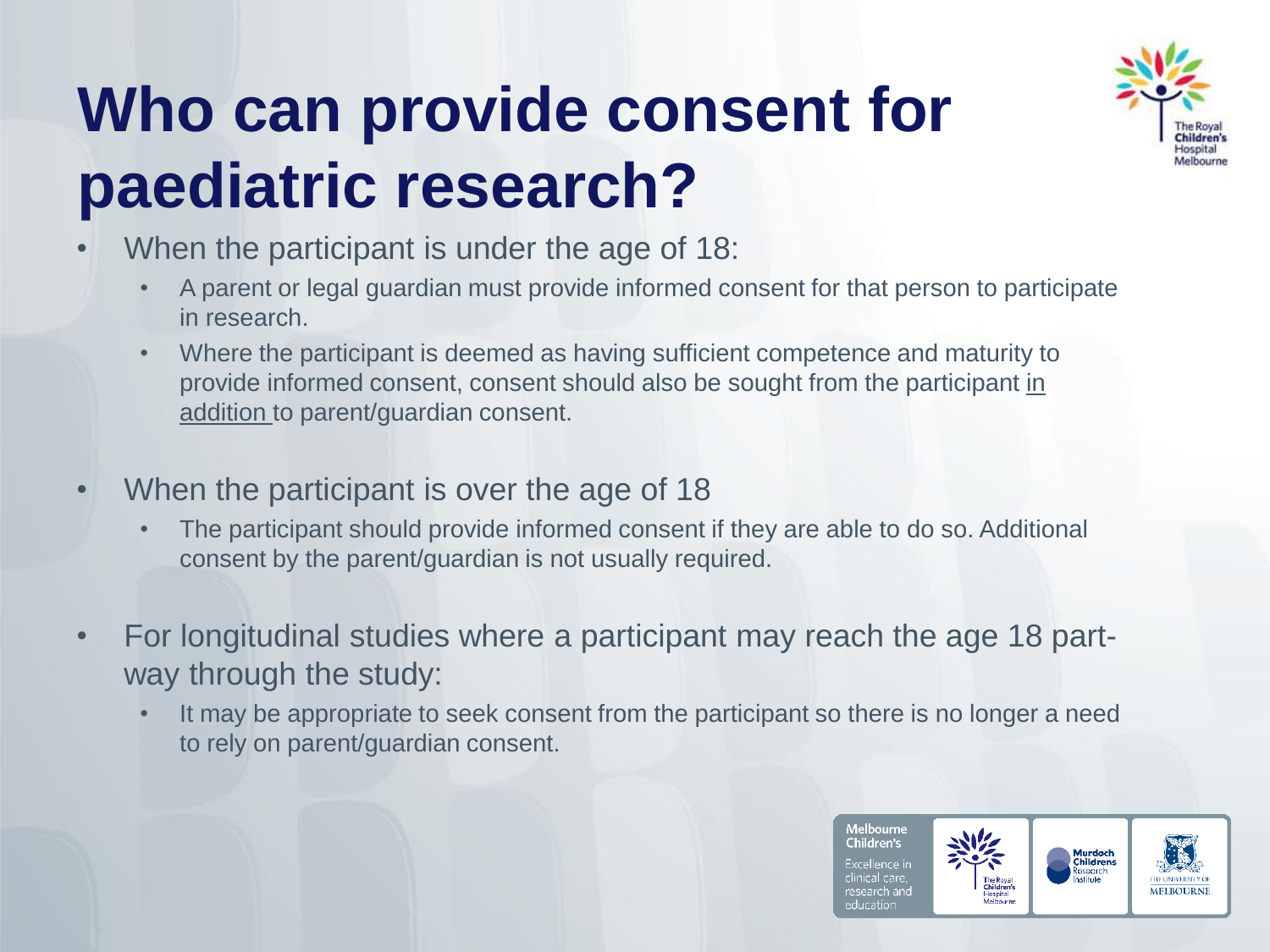# Who can provide consent for paediatric research?

- When the participant is under the age of 18:
  - A parent or legal guardian must provide informed consent for that person to participate in research.
  - Where the participant is deemed as having sufficient competence and maturity to provide informed consent, consent should be sought from the participant in addition to parent/guardian consent.
- When the participant is over the age of 18
  - The participant should provide informed consent if they are able to do so. Additional consent by the parent/guardian is not usually required.
- For longitudinal studies where a participant may reach the age 18 part-way through the study:
  - It may be appropriate to seek consent from the participant so there is no longer a need to rely on parent/guardian consent.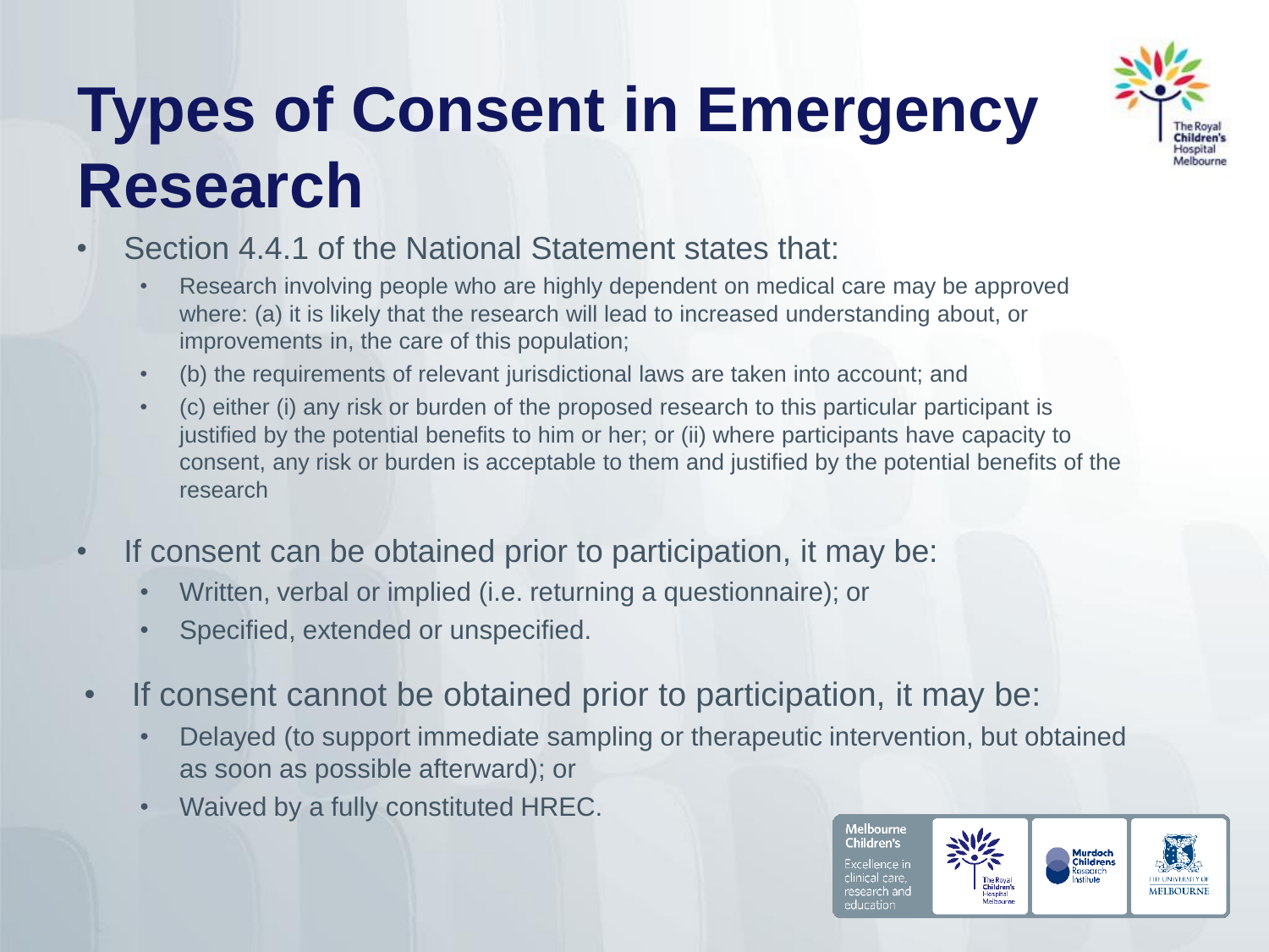# Types of Consent in Emergency Research

- Section 4.4.1 of the National Statement states that:
  - Research involving people who are highly dependent on medical care may be approved where: (a) it is likely that the research will lead to increased understanding about, or improvements in, the care of this population;
  - (b) the requirements of relevant jurisdictional laws are taken into account; and
  - (c) either (i) any risk or burden of the proposed research to this particular participant is justified by the potential benefits to him or her; or (ii) where participants have capacity to consent, any risk or burden is acceptable to them and justified by the potential benefits of the research
- If consent can be obtained prior to participation, it may be:
  - Written, verbal or implied (i.e. returning a questionnaire); or
  - Specified, extended or unspecified.
- If consent cannot be obtained prior to participation, it may be:
  - Delayed (to support immediate sampling or therapeutic intervention, but obtained as soon as possible afterward); or
  - Waived by a fully constituted HREC.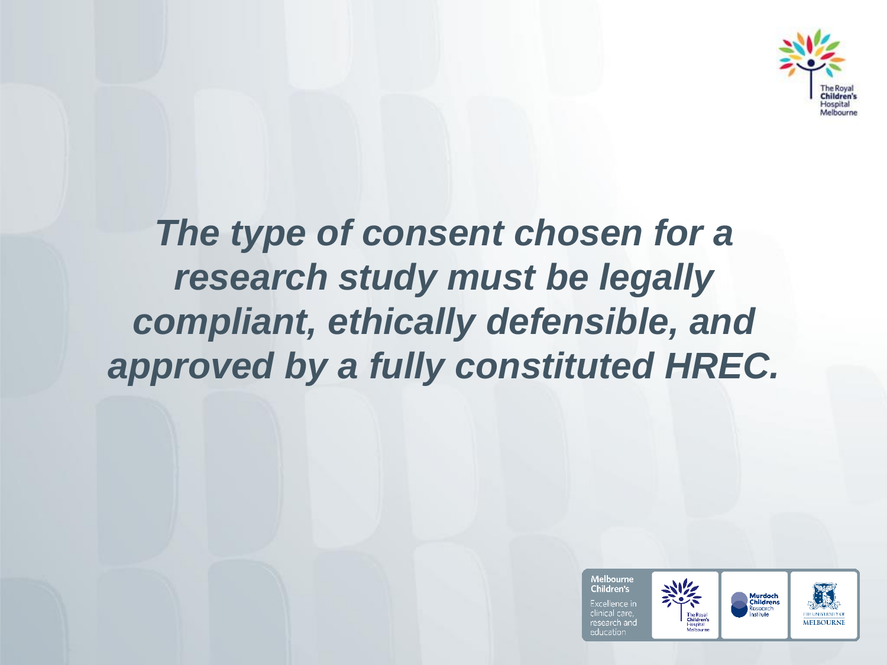***The type of consent chosen for a research study must be legally compliant, ethically defensible, and approved by a fully constituted HREC.***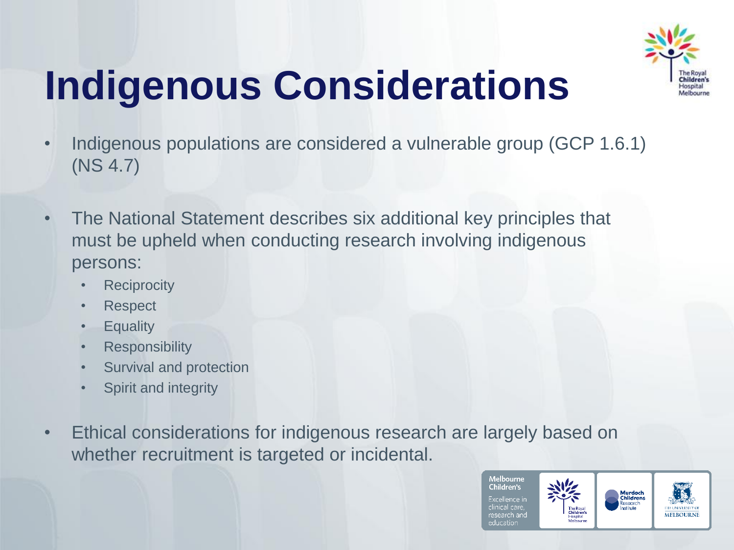# Indigenous Considerations

- Indigenous populations are considered a vulnerable group (GCP 1.6.1) (NS 4.7)
- The National Statement describes six additional key principles that must be upheld when conducting research involving indigenous persons:
  - Reciprocity
  - Respect
  - Equality
  - Responsibility
  - Survival and protection
  - Spirit and integrity
- Ethical considerations for indigenous research are largely based on whether recruitment is targeted or incidental.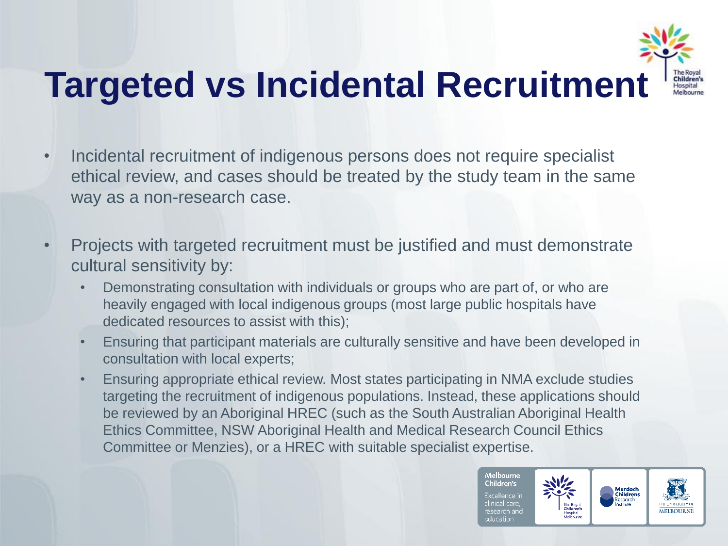# Targeted vs Incidental Recruitment

- Incidental recruitment of indigenous persons does not require specialist ethical review, and cases should be treated by the study team in the same way as a non-research case.

- Projects with targeted recruitment must be justified and must demonstrate cultural sensitivity by:
  - Demonstrating consultation with individuals or groups who are part of, or who are heavily engaged with local indigenous groups (most large public hospitals have dedicated resources to assist with this);
  - Ensuring that participant materials are culturally sensitive and have been developed in consultation with local experts;
  - Ensuring appropriate ethical review. Most states participating in NMA exclude studies targeting the recruitment of indigenous populations. Instead, these applications should be reviewed by an Aboriginal HREC (such as the South Australian Aboriginal Health Ethics Committee, NSW Aboriginal Health and Medical Research Council Ethics Committee or Menzies), or a HREC with suitable specialist expertise.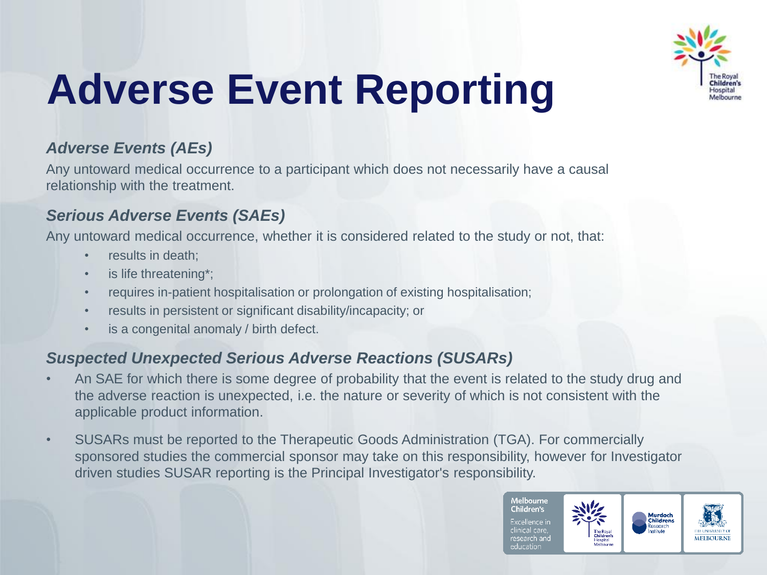# Adverse Event Reporting

***Adverse Events (AEs)***

Any untoward medical occurrence to a participant which does not necessarily have a causal relationship with the treatment.

***Serious Adverse Events (SAEs)***

Any untoward medical occurrence, whether it is considered related to the study or not, that:

- results in death;
- is life threatening*;
- requires in-patient hospitalisation or prolongation of existing hospitalisation;
- results in persistent or significant disability/incapacity; or
- is a congenital anomaly / birth defect.

***Suspected Unexpected Serious Adverse Reactions (SUSARs)***

- An SAE for which there is some degree of probability that the event is related to the study drug and the adverse reaction is unexpected, i.e. the nature or severity of which is not consistent with the applicable product information.
- SUSARs must be reported to the Therapeutic Goods Administration (TGA). For commercially sponsored studies the commercial sponsor may take on this responsibility, however for Investigator driven studies SUSAR reporting is the Principal Investigator's responsibility.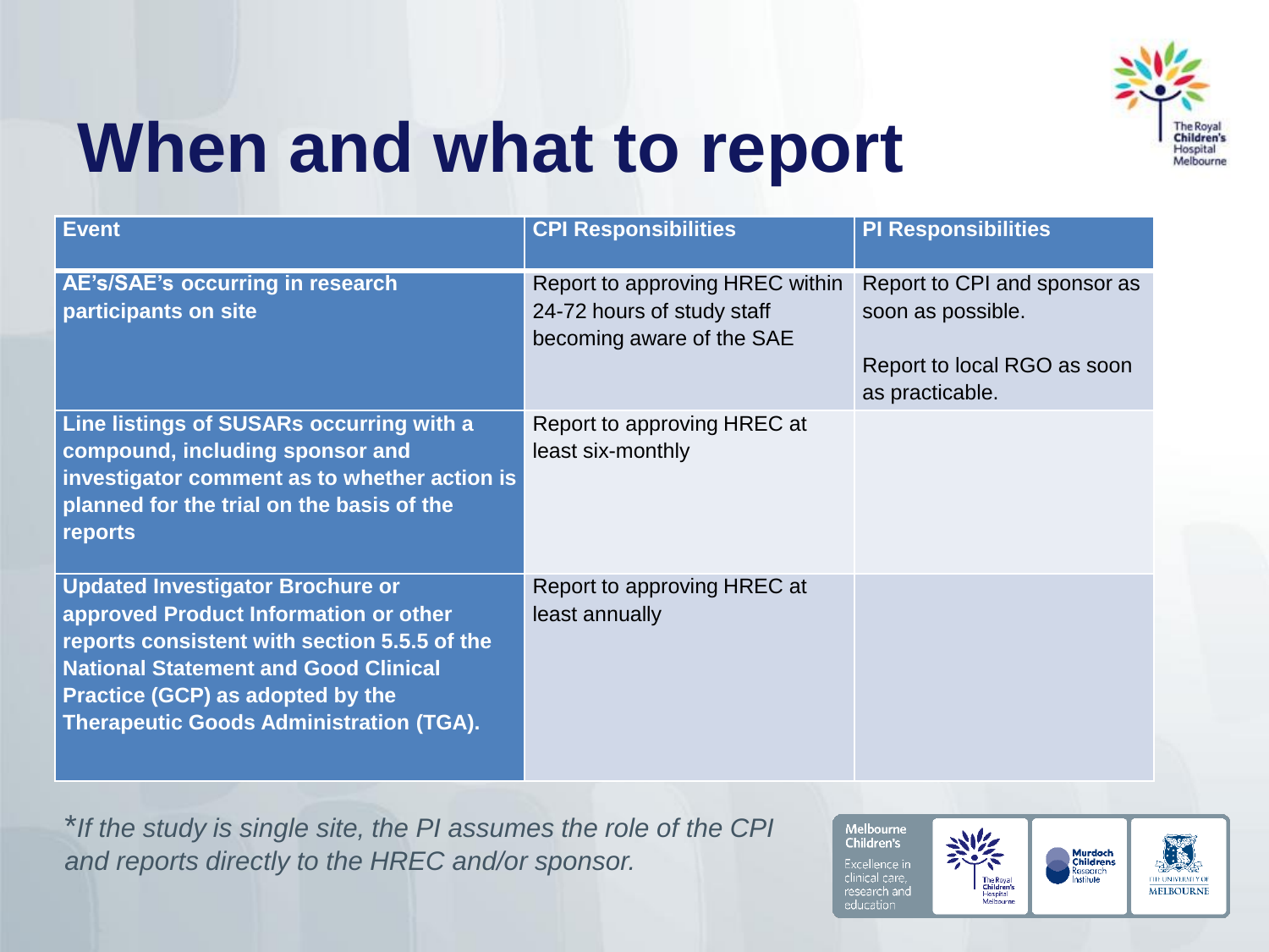# When and what to report

| Event | CPI Responsibilities | PI Responsibilities |
| --- | --- | --- |
| **AE's/SAE's occurring in research participants on site** | Report to approving HREC within 24-72 hours of study staff becoming aware of the SAE | Report to CPI and sponsor as soon as possible.<br><br>Report to local RGO as soon as practicable. |
| **Line listings of SUSARs occurring with a compound, including sponsor and investigator comment as to whether action is planned for the trial on the basis of the reports** | Report to approving HREC at least six-monthly | |
| **Updated Investigator Brochure or approved Product Information or other reports consistent with section 5.5.5 of the National Statement and Good Clinical Practice (GCP) as adopted by the Therapeutic Goods Administration (TGA).** | Report to approving HREC at least annually | |

*\*If the study is single site, the PI assumes the role of the CPI and reports directly to the HREC and/or sponsor.*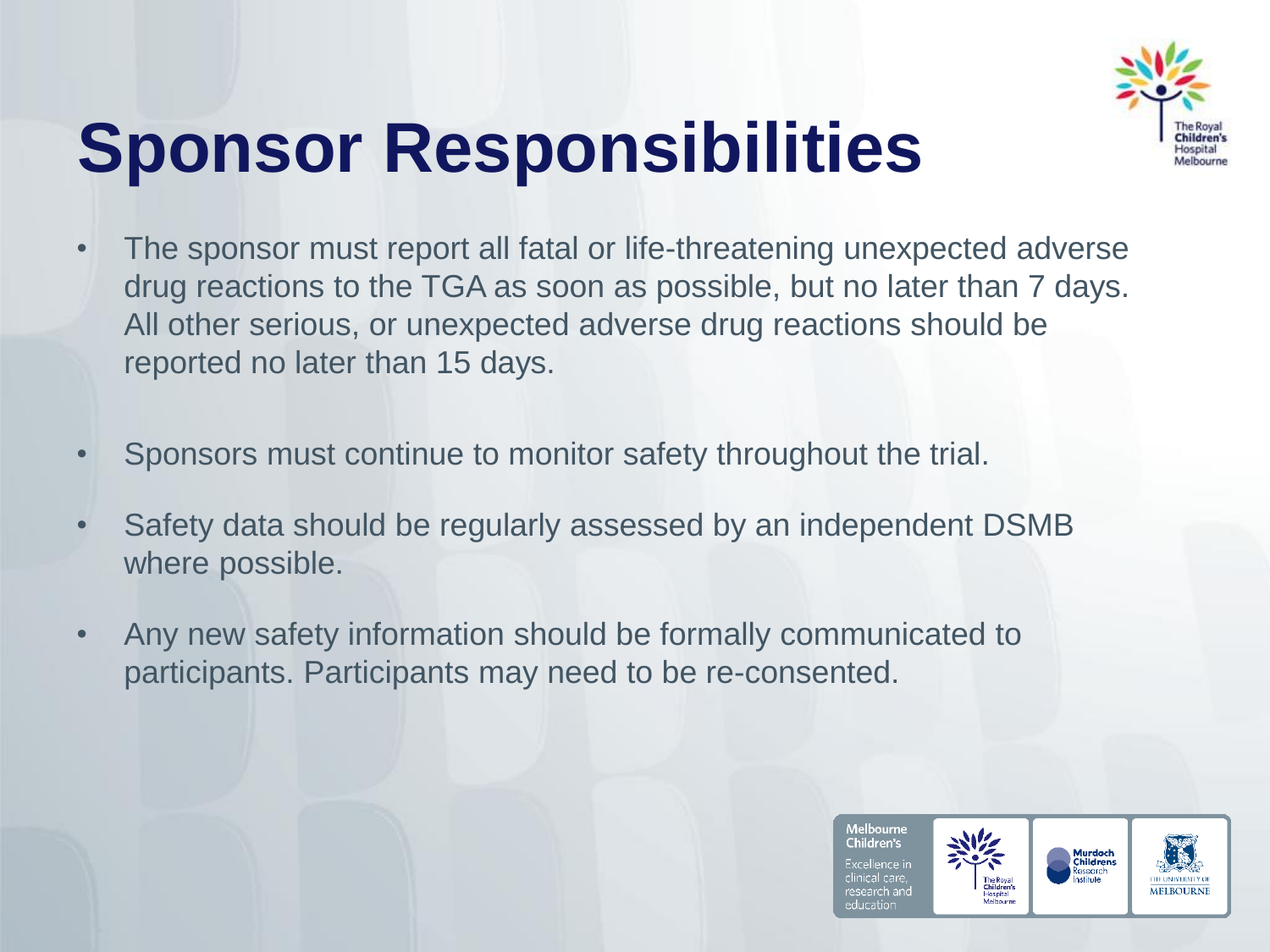# Sponsor Responsibilities

- The sponsor must report all fatal or life-threatening unexpected adverse drug reactions to the TGA as soon as possible, but no later than 7 days. All other serious, or unexpected adverse drug reactions should be reported no later than 15 days.

- Sponsors must continue to monitor safety throughout the trial.

- Safety data should be regularly assessed by an independent DSMB where possible.

- Any new safety information should be formally communicated to participants. Participants may need to be re-consented.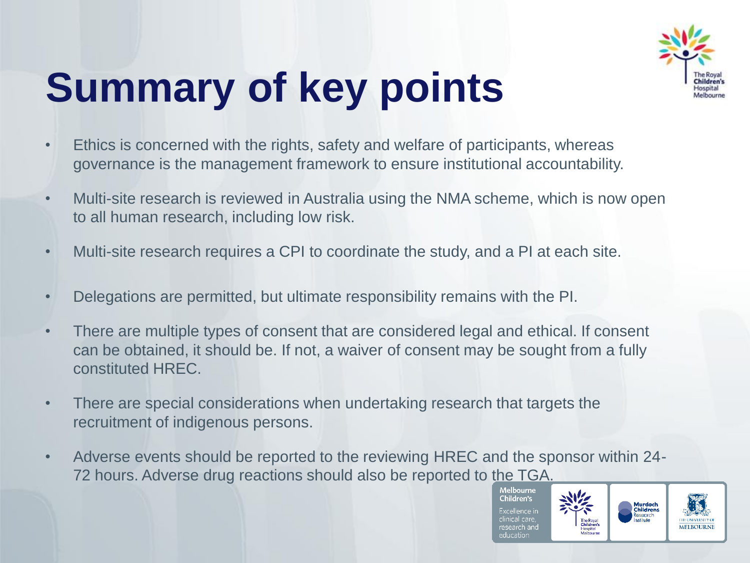# Summary of key points

- Ethics is concerned with the rights, safety and welfare of participants, whereas governance is the management framework to ensure institutional accountability.
- Multi-site research is reviewed in Australia using the NMA scheme, which is now open to all human research, including low risk.
- Multi-site research requires a CPI to coordinate the study, and a PI at each site.
- Delegations are permitted, but ultimate responsibility remains with the PI.
- There are multiple types of consent that are considered legal and ethical. If consent can be obtained, it should be. If not, a waiver of consent may be sought from a fully constituted HREC.
- There are special considerations when undertaking research that targets the recruitment of indigenous persons.
- Adverse events should be reported to the reviewing HREC and the sponsor within 24-72 hours. Adverse drug reactions should also be reported to the TGA.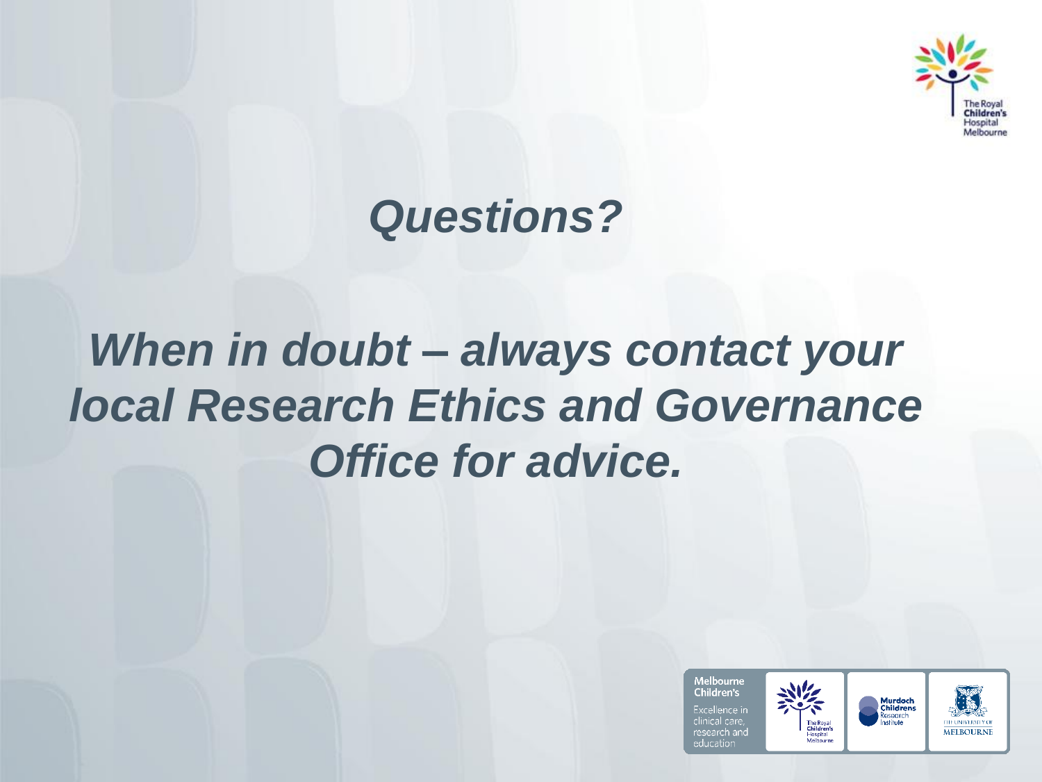*Questions?*

***When in doubt – always contact your local Research Ethics and Governance Office for advice.***